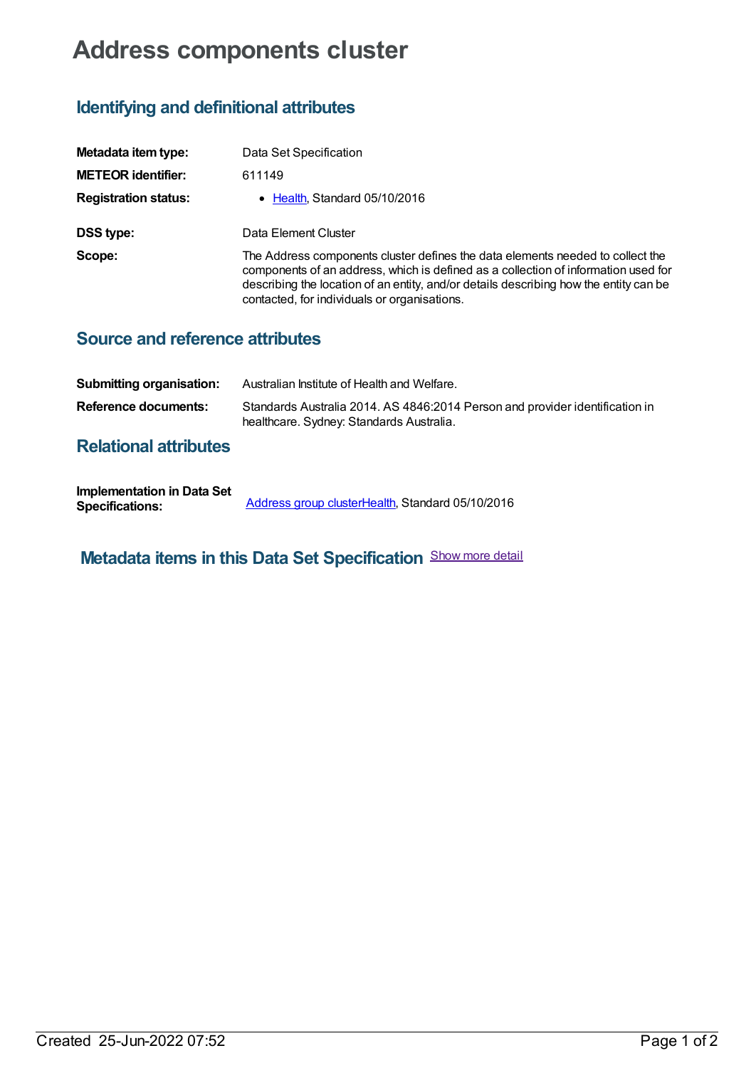# Address components cluster

## Identifying and definitional attributes

**Metadata item type:** Data Set Specification

**METEOR identifier:** 611149

**Registration status:**

- Health, Standard 05/10/2016

**DSS type:** Data Element Cluster

**Scope:** The Address components cluster defines the data elements needed to collect the components of an address, which is defined as a collection of information used for describing the location of an entity, and/or details describing how the entity can be contacted, for individuals or organisations.

## Source and reference attributes

**Submitting organisation:** Australian Institute of Health and Welfare.

**Reference documents:** Standards Australia 2014. AS 4846:2014 Person and provider identification in healthcare. Sydney: Standards Australia.

## Relational attributes

**Implementation in Data Set Specifications:** Address group clusterHealth, Standard 05/10/2016

## Metadata items in this Data Set Specification

Show more detail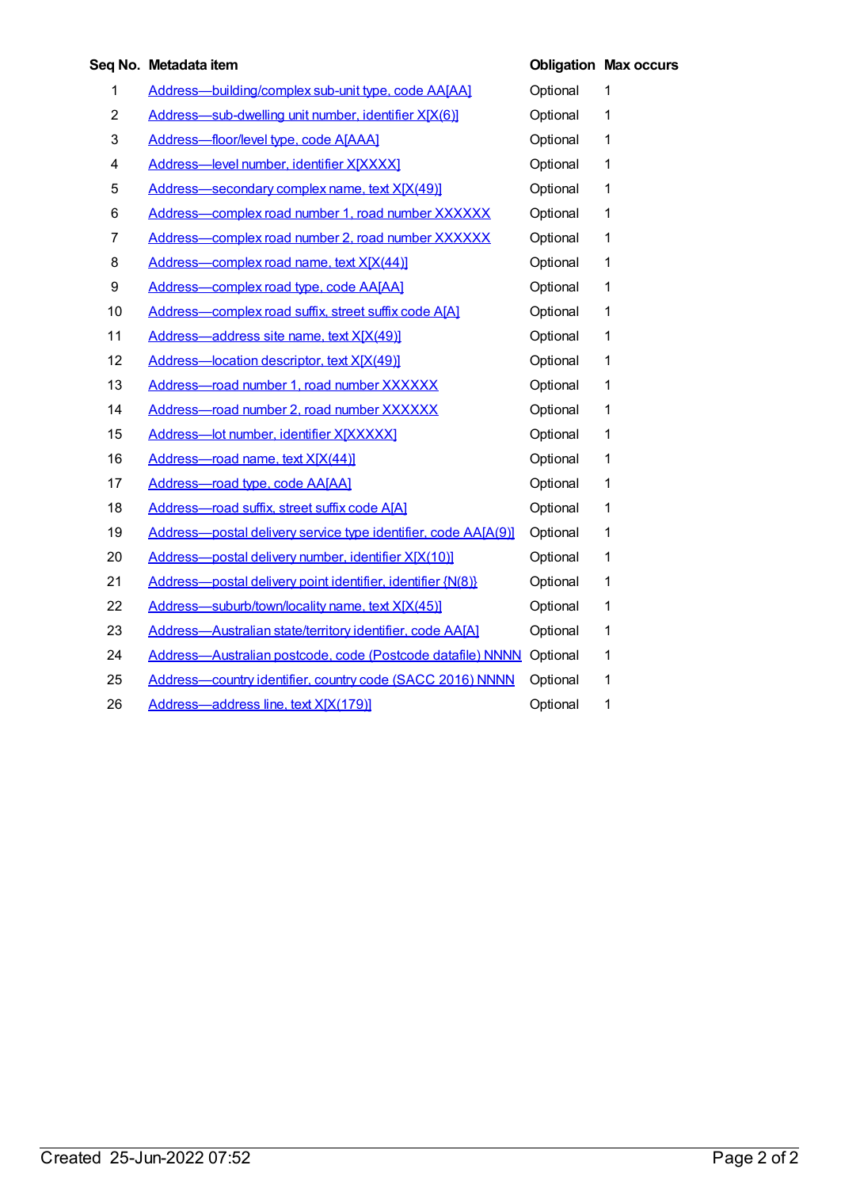| Seq No. | Metadata item | Obligation | Max occurs |
|---|---|---|---|
| 1 | Address—building/complex sub-unit type, code AA[AA] | Optional | 1 |
| 2 | Address—sub-dwelling unit number, identifier X[X(6)] | Optional | 1 |
| 3 | Address—floor/level type, code A[AAA] | Optional | 1 |
| 4 | Address—level number, identifier X[XXXX] | Optional | 1 |
| 5 | Address—secondary complex name, text X[X(49)] | Optional | 1 |
| 6 | Address—complex road number 1, road number XXXXXX | Optional | 1 |
| 7 | Address—complex road number 2, road number XXXXXX | Optional | 1 |
| 8 | Address—complex road name, text X[X(44)] | Optional | 1 |
| 9 | Address—complex road type, code AA[AA] | Optional | 1 |
| 10 | Address—complex road suffix, street suffix code A[A] | Optional | 1 |
| 11 | Address—address site name, text X[X(49)] | Optional | 1 |
| 12 | Address—location descriptor, text X[X(49)] | Optional | 1 |
| 13 | Address—road number 1, road number XXXXXX | Optional | 1 |
| 14 | Address—road number 2, road number XXXXXX | Optional | 1 |
| 15 | Address—lot number, identifier X[XXXXX] | Optional | 1 |
| 16 | Address—road name, text X[X(44)] | Optional | 1 |
| 17 | Address—road type, code AA[AA] | Optional | 1 |
| 18 | Address—road suffix, street suffix code A[A] | Optional | 1 |
| 19 | Address—postal delivery service type identifier, code AA[A(9)] | Optional | 1 |
| 20 | Address—postal delivery number, identifier X[X(10)] | Optional | 1 |
| 21 | Address—postal delivery point identifier, identifier {N(8)} | Optional | 1 |
| 22 | Address—suburb/town/locality name, text X[X(45)] | Optional | 1 |
| 23 | Address—Australian state/territory identifier, code AA[A] | Optional | 1 |
| 24 | Address—Australian postcode, code (Postcode datafile) NNNN | Optional | 1 |
| 25 | Address—country identifier, country code (SACC 2016) NNNN | Optional | 1 |
| 26 | Address—address line, text X[X(179)] | Optional | 1 |

Created 25-Jun-2022 07:52